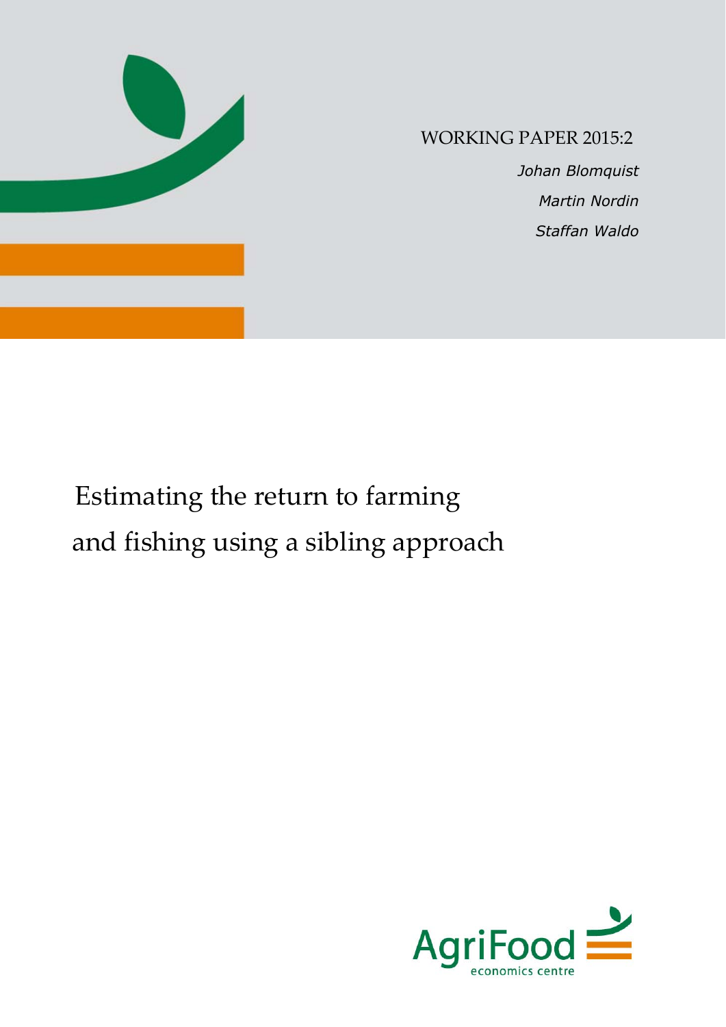WORKING PAPER 2015:2

*Johan Blomquist*

*Martin Nordin*

*Staffan Waldo*

# Estimating the return to farming and fishing using a sibling approach

AgriFood economics centre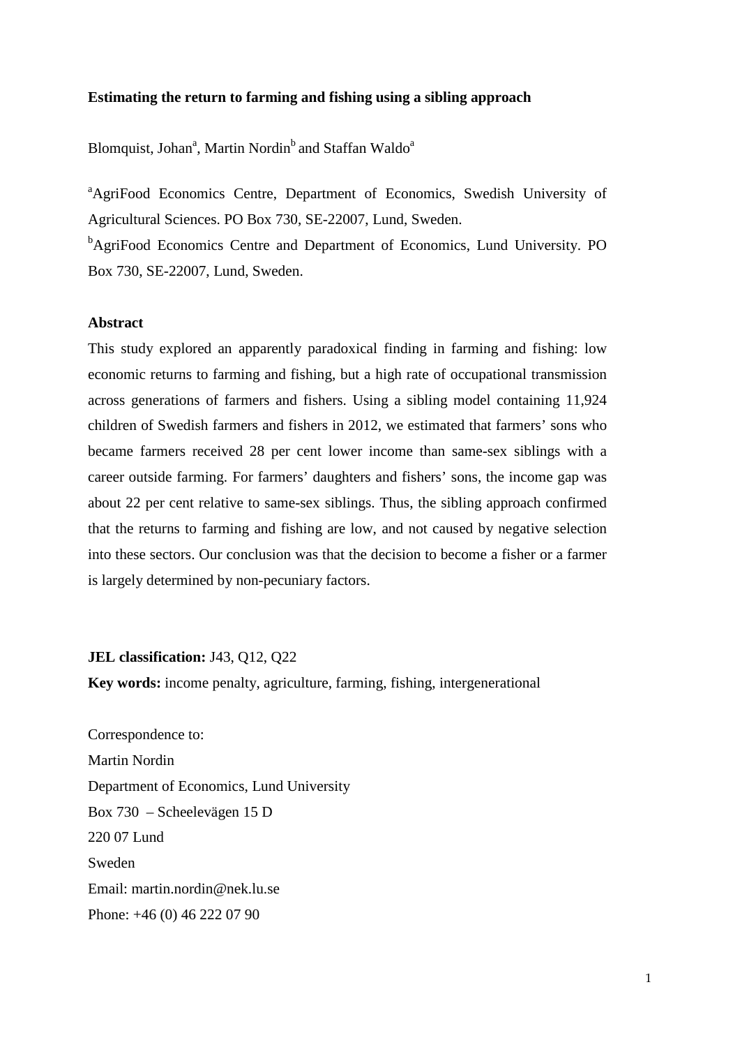**Estimating the return to farming and fishing using a sibling approach**

Blomquist, Johan[a], Martin Nordin[b] and Staffan Waldo[a]

[a]AgriFood Economics Centre, Department of Economics, Swedish University of Agricultural Sciences. PO Box 730, SE-22007, Lund, Sweden.

[b]AgriFood Economics Centre and Department of Economics, Lund University. PO Box 730, SE-22007, Lund, Sweden.

**Abstract**

This study explored an apparently paradoxical finding in farming and fishing: low economic returns to farming and fishing, but a high rate of occupational transmission across generations of farmers and fishers. Using a sibling model containing 11,924 children of Swedish farmers and fishers in 2012, we estimated that farmers' sons who became farmers received 28 per cent lower income than same-sex siblings with a career outside farming. For farmers' daughters and fishers' sons, the income gap was about 22 per cent relative to same-sex siblings. Thus, the sibling approach confirmed that the returns to farming and fishing are low, and not caused by negative selection into these sectors. Our conclusion was that the decision to become a fisher or a farmer is largely determined by non-pecuniary factors.

**JEL classification:** J43, Q12, Q22

**Key words:** income penalty, agriculture, farming, fishing, intergenerational

Correspondence to:
Martin Nordin
Department of Economics, Lund University
Box 730 – Scheelevägen 15 D
220 07 Lund
Sweden
Email: martin.nordin@nek.lu.se
Phone: +46 (0) 46 222 07 90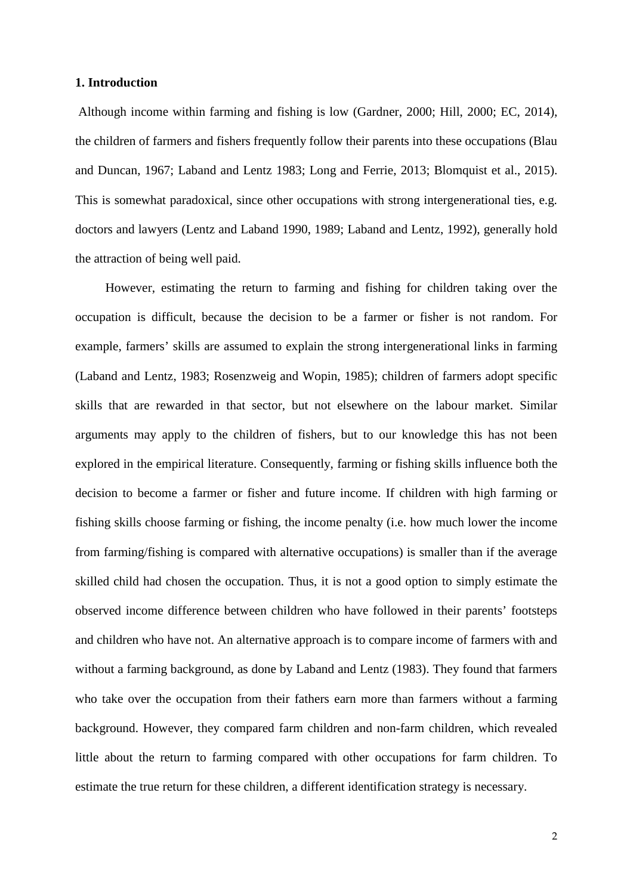**1. Introduction**

Although income within farming and fishing is low (Gardner, 2000; Hill, 2000; EC, 2014), the children of farmers and fishers frequently follow their parents into these occupations (Blau and Duncan, 1967; Laband and Lentz 1983; Long and Ferrie, 2013; Blomquist et al., 2015). This is somewhat paradoxical, since other occupations with strong intergenerational ties, e.g. doctors and lawyers (Lentz and Laband 1990, 1989; Laband and Lentz, 1992), generally hold the attraction of being well paid.

However, estimating the return to farming and fishing for children taking over the occupation is difficult, because the decision to be a farmer or fisher is not random. For example, farmers' skills are assumed to explain the strong intergenerational links in farming (Laband and Lentz, 1983; Rosenzweig and Wopin, 1985); children of farmers adopt specific skills that are rewarded in that sector, but not elsewhere on the labour market. Similar arguments may apply to the children of fishers, but to our knowledge this has not been explored in the empirical literature. Consequently, farming or fishing skills influence both the decision to become a farmer or fisher and future income. If children with high farming or fishing skills choose farming or fishing, the income penalty (i.e. how much lower the income from farming/fishing is compared with alternative occupations) is smaller than if the average skilled child had chosen the occupation. Thus, it is not a good option to simply estimate the observed income difference between children who have followed in their parents' footsteps and children who have not. An alternative approach is to compare income of farmers with and without a farming background, as done by Laband and Lentz (1983). They found that farmers who take over the occupation from their fathers earn more than farmers without a farming background. However, they compared farm children and non-farm children, which revealed little about the return to farming compared with other occupations for farm children. To estimate the true return for these children, a different identification strategy is necessary.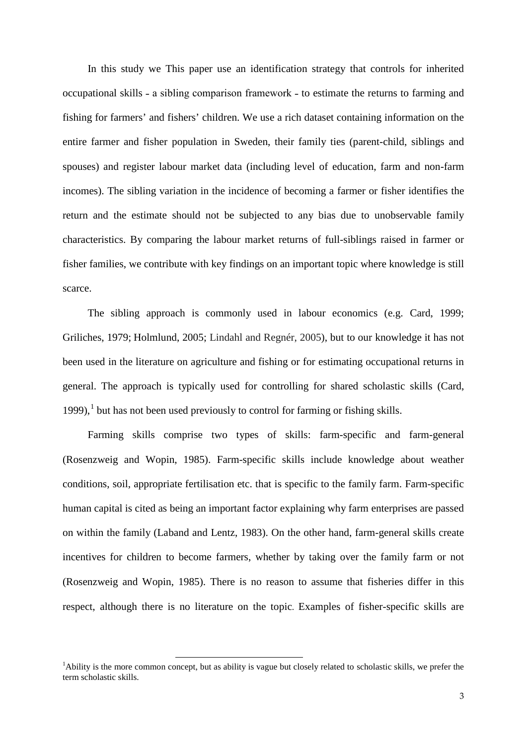In this study we This paper use an identification strategy that controls for inherited occupational skills - a sibling comparison framework - to estimate the returns to farming and fishing for farmers' and fishers' children. We use a rich dataset containing information on the entire farmer and fisher population in Sweden, their family ties (parent-child, siblings and spouses) and register labour market data (including level of education, farm and non-farm incomes). The sibling variation in the incidence of becoming a farmer or fisher identifies the return and the estimate should not be subjected to any bias due to unobservable family characteristics. By comparing the labour market returns of full-siblings raised in farmer or fisher families, we contribute with key findings on an important topic where knowledge is still scarce.

The sibling approach is commonly used in labour economics (e.g. Card, 1999; Griliches, 1979; Holmlund, 2005; Lindahl and Regnér, 2005), but to our knowledge it has not been used in the literature on agriculture and fishing or for estimating occupational returns in general. The approach is typically used for controlling for shared scholastic skills (Card, 1999),[1] but has not been used previously to control for farming or fishing skills.

Farming skills comprise two types of skills: farm-specific and farm-general (Rosenzweig and Wopin, 1985). Farm-specific skills include knowledge about weather conditions, soil, appropriate fertilisation etc. that is specific to the family farm. Farm-specific human capital is cited as being an important factor explaining why farm enterprises are passed on within the family (Laband and Lentz, 1983). On the other hand, farm-general skills create incentives for children to become farmers, whether by taking over the family farm or not (Rosenzweig and Wopin, 1985). There is no reason to assume that fisheries differ in this respect, although there is no literature on the topic. Examples of fisher-specific skills are

[1] Ability is the more common concept, but as ability is vague but closely related to scholastic skills, we prefer the term scholastic skills.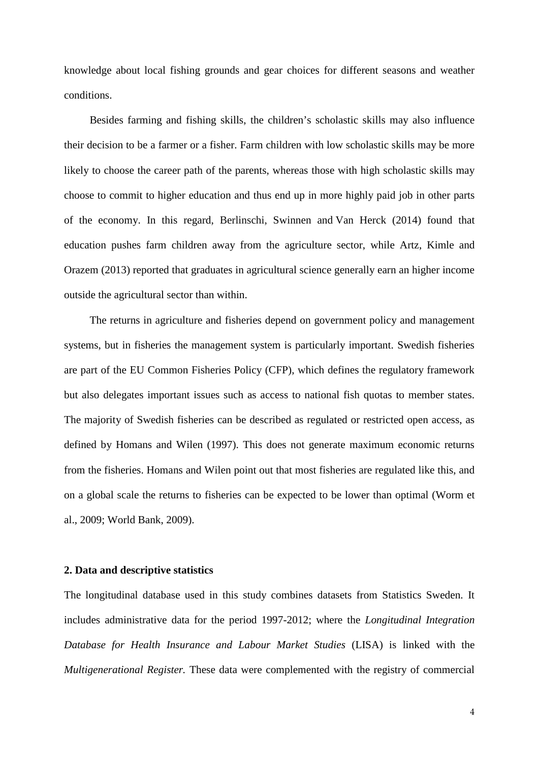knowledge about local fishing grounds and gear choices for different seasons and weather conditions.

Besides farming and fishing skills, the children's scholastic skills may also influence their decision to be a farmer or a fisher. Farm children with low scholastic skills may be more likely to choose the career path of the parents, whereas those with high scholastic skills may choose to commit to higher education and thus end up in more highly paid job in other parts of the economy. In this regard, Berlinschi, Swinnen and Van Herck (2014) found that education pushes farm children away from the agriculture sector, while Artz, Kimle and Orazem (2013) reported that graduates in agricultural science generally earn an higher income outside the agricultural sector than within.

The returns in agriculture and fisheries depend on government policy and management systems, but in fisheries the management system is particularly important. Swedish fisheries are part of the EU Common Fisheries Policy (CFP), which defines the regulatory framework but also delegates important issues such as access to national fish quotas to member states. The majority of Swedish fisheries can be described as regulated or restricted open access, as defined by Homans and Wilen (1997). This does not generate maximum economic returns from the fisheries. Homans and Wilen point out that most fisheries are regulated like this, and on a global scale the returns to fisheries can be expected to be lower than optimal (Worm et al., 2009; World Bank, 2009).

## 2. Data and descriptive statistics

The longitudinal database used in this study combines datasets from Statistics Sweden. It includes administrative data for the period 1997-2012; where the *Longitudinal Integration Database for Health Insurance and Labour Market Studies* (LISA) is linked with the *Multigenerational Register.* These data were complemented with the registry of commercial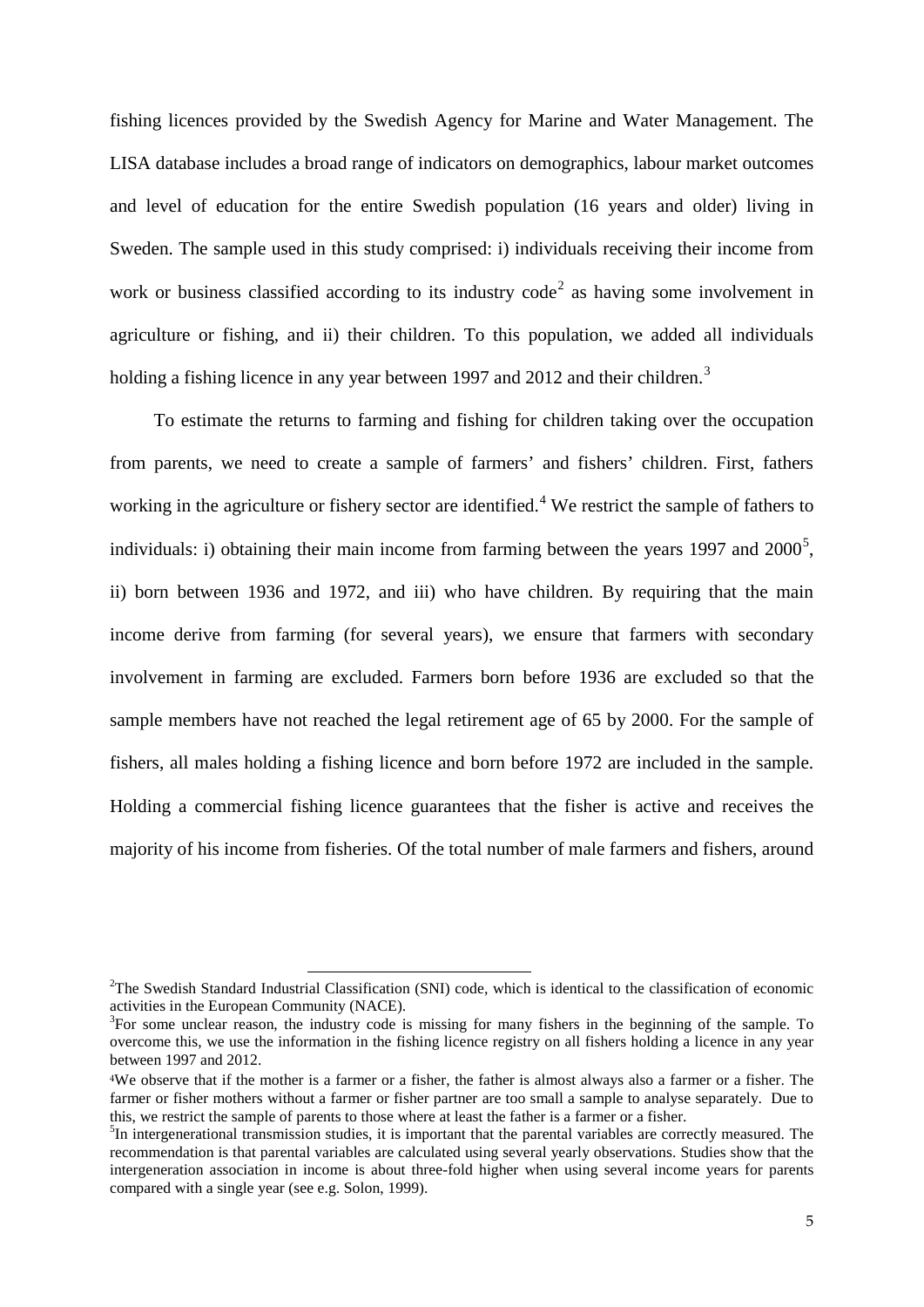fishing licences provided by the Swedish Agency for Marine and Water Management. The LISA database includes a broad range of indicators on demographics, labour market outcomes and level of education for the entire Swedish population (16 years and older) living in Sweden. The sample used in this study comprised: i) individuals receiving their income from work or business classified according to its industry code[2] as having some involvement in agriculture or fishing, and ii) their children. To this population, we added all individuals holding a fishing licence in any year between 1997 and 2012 and their children.[3]

To estimate the returns to farming and fishing for children taking over the occupation from parents, we need to create a sample of farmers' and fishers' children. First, fathers working in the agriculture or fishery sector are identified.[4] We restrict the sample of fathers to individuals: i) obtaining their main income from farming between the years 1997 and 2000[5], ii) born between 1936 and 1972, and iii) who have children. By requiring that the main income derive from farming (for several years), we ensure that farmers with secondary involvement in farming are excluded. Farmers born before 1936 are excluded so that the sample members have not reached the legal retirement age of 65 by 2000. For the sample of fishers, all males holding a fishing licence and born before 1972 are included in the sample. Holding a commercial fishing licence guarantees that the fisher is active and receives the majority of his income from fisheries. Of the total number of male farmers and fishers, around

[2] The Swedish Standard Industrial Classification (SNI) code, which is identical to the classification of economic activities in the European Community (NACE).

[3] For some unclear reason, the industry code is missing for many fishers in the beginning of the sample. To overcome this, we use the information in the fishing licence registry on all fishers holding a licence in any year between 1997 and 2012.

[4] We observe that if the mother is a farmer or a fisher, the father is almost always also a farmer or a fisher. The farmer or fisher mothers without a farmer or fisher partner are too small a sample to analyse separately. Due to this, we restrict the sample of parents to those where at least the father is a farmer or a fisher.

[5] In intergenerational transmission studies, it is important that the parental variables are correctly measured. The recommendation is that parental variables are calculated using several yearly observations. Studies show that the intergeneration association in income is about three-fold higher when using several income years for parents compared with a single year (see e.g. Solon, 1999).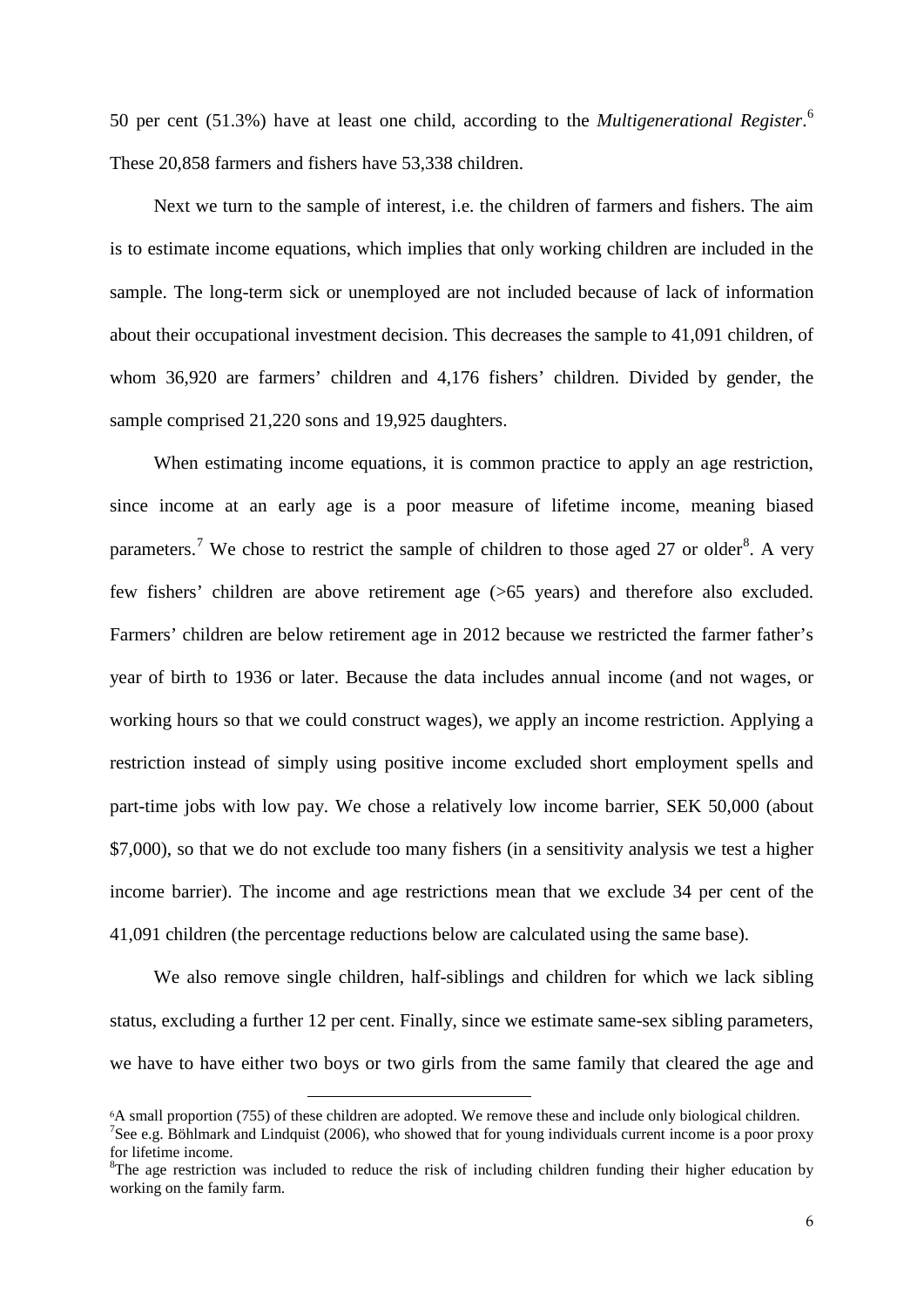50 per cent (51.3%) have at least one child, according to the *Multigenerational Register*.[6] These 20,858 farmers and fishers have 53,338 children.

Next we turn to the sample of interest, i.e. the children of farmers and fishers. The aim is to estimate income equations, which implies that only working children are included in the sample. The long-term sick or unemployed are not included because of lack of information about their occupational investment decision. This decreases the sample to 41,091 children, of whom 36,920 are farmers' children and 4,176 fishers' children. Divided by gender, the sample comprised 21,220 sons and 19,925 daughters.

When estimating income equations, it is common practice to apply an age restriction, since income at an early age is a poor measure of lifetime income, meaning biased parameters.[7] We chose to restrict the sample of children to those aged 27 or older[8]. A very few fishers' children are above retirement age (>65 years) and therefore also excluded. Farmers' children are below retirement age in 2012 because we restricted the farmer father's year of birth to 1936 or later. Because the data includes annual income (and not wages, or working hours so that we could construct wages), we apply an income restriction. Applying a restriction instead of simply using positive income excluded short employment spells and part-time jobs with low pay. We chose a relatively low income barrier, SEK 50,000 (about $7,000), so that we do not exclude too many fishers (in a sensitivity analysis we test a higher income barrier). The income and age restrictions mean that we exclude 34 per cent of the 41,091 children (the percentage reductions below are calculated using the same base).

We also remove single children, half-siblings and children for which we lack sibling status, excluding a further 12 per cent. Finally, since we estimate same-sex sibling parameters, we have to have either two boys or two girls from the same family that cleared the age and

---

[6] A small proportion (755) of these children are adopted. We remove these and include only biological children.

[7] See e.g. Böhlmark and Lindquist (2006), who showed that for young individuals current income is a poor proxy for lifetime income.

[8] The age restriction was included to reduce the risk of including children funding their higher education by working on the family farm.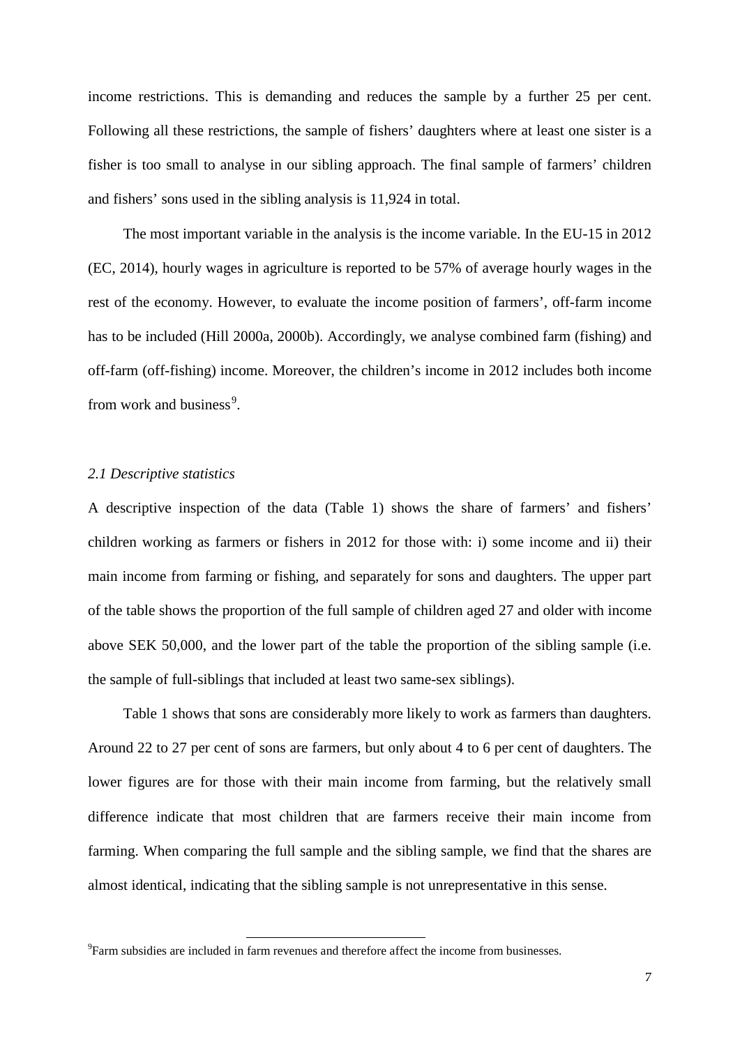income restrictions. This is demanding and reduces the sample by a further 25 per cent. Following all these restrictions, the sample of fishers' daughters where at least one sister is a fisher is too small to analyse in our sibling approach. The final sample of farmers' children and fishers' sons used in the sibling analysis is 11,924 in total.

The most important variable in the analysis is the income variable. In the EU-15 in 2012 (EC, 2014), hourly wages in agriculture is reported to be 57% of average hourly wages in the rest of the economy. However, to evaluate the income position of farmers', off-farm income has to be included (Hill 2000a, 2000b). Accordingly, we analyse combined farm (fishing) and off-farm (off-fishing) income. Moreover, the children's income in 2012 includes both income from work and business[9].

### *2.1 Descriptive statistics*

A descriptive inspection of the data (Table 1) shows the share of farmers' and fishers' children working as farmers or fishers in 2012 for those with: i) some income and ii) their main income from farming or fishing, and separately for sons and daughters. The upper part of the table shows the proportion of the full sample of children aged 27 and older with income above SEK 50,000, and the lower part of the table the proportion of the sibling sample (i.e. the sample of full-siblings that included at least two same-sex siblings).

Table 1 shows that sons are considerably more likely to work as farmers than daughters. Around 22 to 27 per cent of sons are farmers, but only about 4 to 6 per cent of daughters. The lower figures are for those with their main income from farming, but the relatively small difference indicate that most children that are farmers receive their main income from farming. When comparing the full sample and the sibling sample, we find that the shares are almost identical, indicating that the sibling sample is not unrepresentative in this sense.

[9]Farm subsidies are included in farm revenues and therefore affect the income from businesses.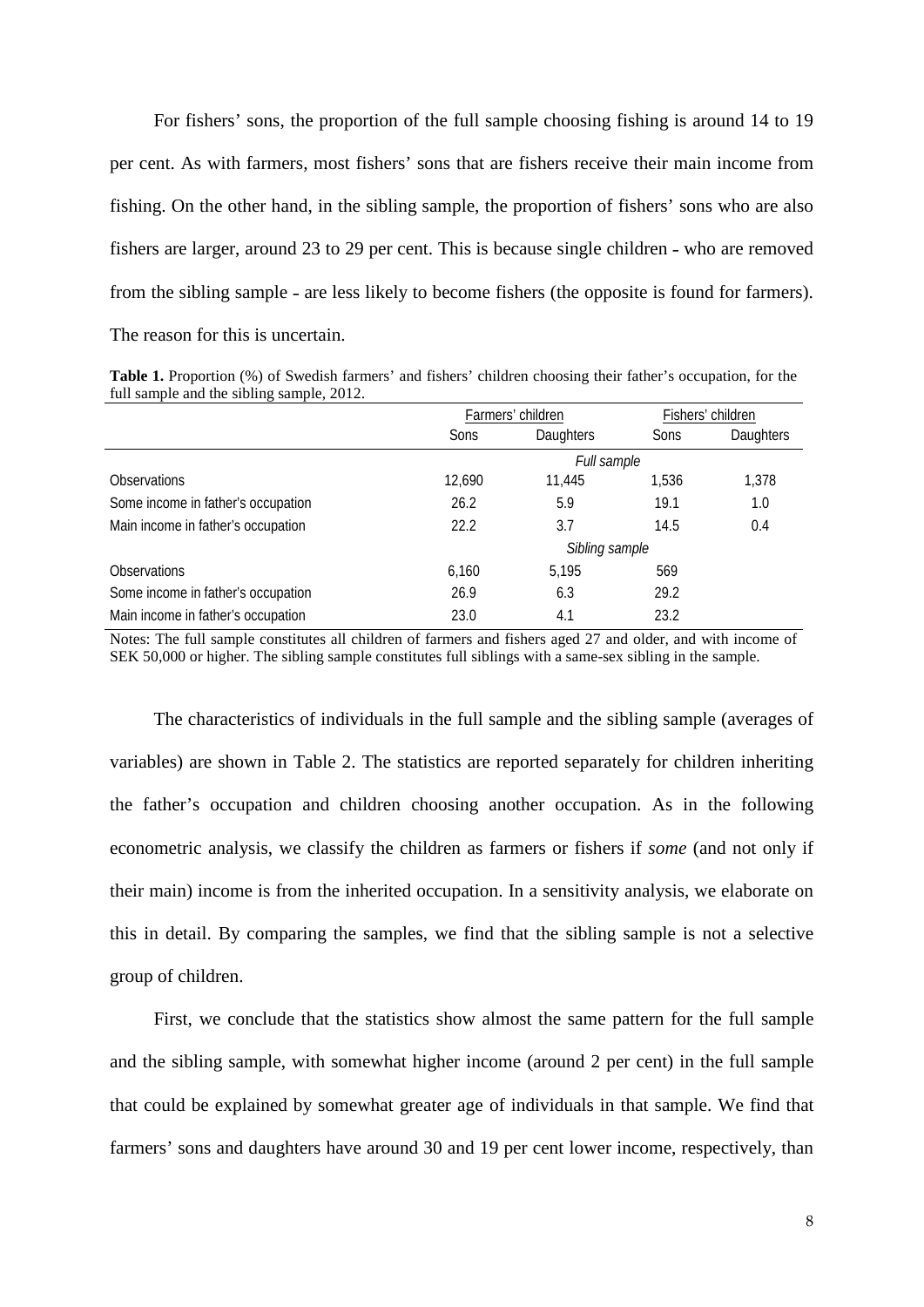For fishers' sons, the proportion of the full sample choosing fishing is around 14 to 19 per cent. As with farmers, most fishers' sons that are fishers receive their main income from fishing. On the other hand, in the sibling sample, the proportion of fishers' sons who are also fishers are larger, around 23 to 29 per cent. This is because single children - who are removed from the sibling sample - are less likely to become fishers (the opposite is found for farmers). The reason for this is uncertain.

**Table 1.** Proportion (%) of Swedish farmers' and fishers' children choosing their father's occupation, for the full sample and the sibling sample, 2012.

| | Farmers' children | | Fishers' children | |
|---|---|---|---|---|
| | Sons | Daughters | Sons | Daughters |
| | *Full sample* | | | |
| Observations | 12,690 | 11,445 | 1,536 | 1,378 |
| Some income in father's occupation | 26.2 | 5.9 | 19.1 | 1.0 |
| Main income in father's occupation | 22.2 | 3.7 | 14.5 | 0.4 |
| | *Sibling sample* | | | |
| Observations | 6,160 | 5,195 | 569 | |
| Some income in father's occupation | 26.9 | 6.3 | 29.2 | |
| Main income in father's occupation | 23.0 | 4.1 | 23.2 | |

Notes: The full sample constitutes all children of farmers and fishers aged 27 and older, and with income of SEK 50,000 or higher. The sibling sample constitutes full siblings with a same-sex sibling in the sample.

The characteristics of individuals in the full sample and the sibling sample (averages of variables) are shown in Table 2. The statistics are reported separately for children inheriting the father's occupation and children choosing another occupation. As in the following econometric analysis, we classify the children as farmers or fishers if *some* (and not only if their main) income is from the inherited occupation. In a sensitivity analysis, we elaborate on this in detail. By comparing the samples, we find that the sibling sample is not a selective group of children.

First, we conclude that the statistics show almost the same pattern for the full sample and the sibling sample, with somewhat higher income (around 2 per cent) in the full sample that could be explained by somewhat greater age of individuals in that sample. We find that farmers' sons and daughters have around 30 and 19 per cent lower income, respectively, than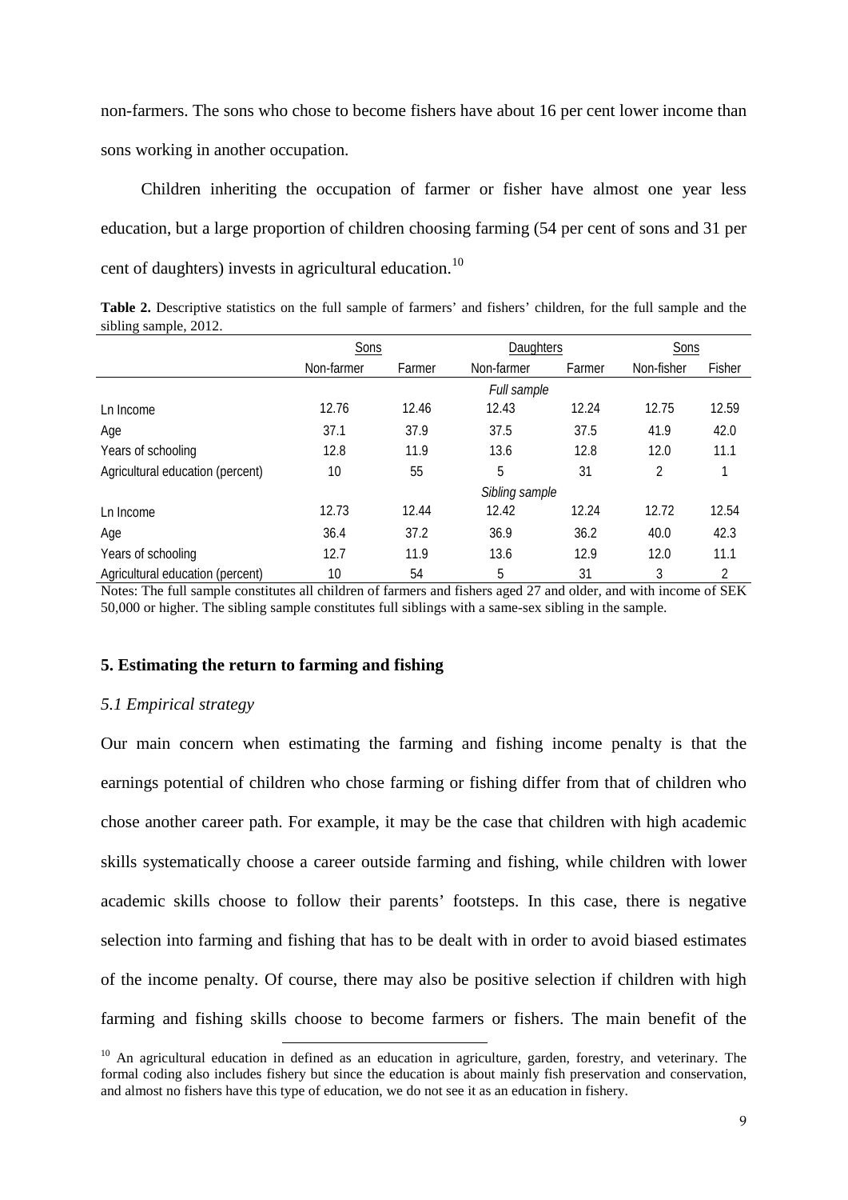non-farmers. The sons who chose to become fishers have about 16 per cent lower income than sons working in another occupation.

Children inheriting the occupation of farmer or fisher have almost one year less education, but a large proportion of children choosing farming (54 per cent of sons and 31 per cent of daughters) invests in agricultural education.[10]

**Table 2.** Descriptive statistics on the full sample of farmers' and fishers' children, for the full sample and the sibling sample, 2012.

| | Sons | | Daughters | | Sons | |
|---|---|---|---|---|---|---|
| | Non-farmer | Farmer | Non-farmer | Farmer | Non-fisher | Fisher |
| | | | *Full sample* | | | |
| Ln Income | 12.76 | 12.46 | 12.43 | 12.24 | 12.75 | 12.59 |
| Age | 37.1 | 37.9 | 37.5 | 37.5 | 41.9 | 42.0 |
| Years of schooling | 12.8 | 11.9 | 13.6 | 12.8 | 12.0 | 11.1 |
| Agricultural education (percent) | 10 | 55 | 5 | 31 | 2 | 1 |
| | | | *Sibling sample* | | | |
| Ln Income | 12.73 | 12.44 | 12.42 | 12.24 | 12.72 | 12.54 |
| Age | 36.4 | 37.2 | 36.9 | 36.2 | 40.0 | 42.3 |
| Years of schooling | 12.7 | 11.9 | 13.6 | 12.9 | 12.0 | 11.1 |
| Agricultural education (percent) | 10 | 54 | 5 | 31 | 3 | 2 |

Notes: The full sample constitutes all children of farmers and fishers aged 27 and older, and with income of SEK 50,000 or higher. The sibling sample constitutes full siblings with a same-sex sibling in the sample.

## 5. Estimating the return to farming and fishing

### *5.1 Empirical strategy*

Our main concern when estimating the farming and fishing income penalty is that the earnings potential of children who chose farming or fishing differ from that of children who chose another career path. For example, it may be the case that children with high academic skills systematically choose a career outside farming and fishing, while children with lower academic skills choose to follow their parents' footsteps. In this case, there is negative selection into farming and fishing that has to be dealt with in order to avoid biased estimates of the income penalty. Of course, there may also be positive selection if children with high farming and fishing skills choose to become farmers or fishers. The main benefit of the

[10] An agricultural education in defined as an education in agriculture, garden, forestry, and veterinary. The formal coding also includes fishery but since the education is about mainly fish preservation and conservation, and almost no fishers have this type of education, we do not see it as an education in fishery.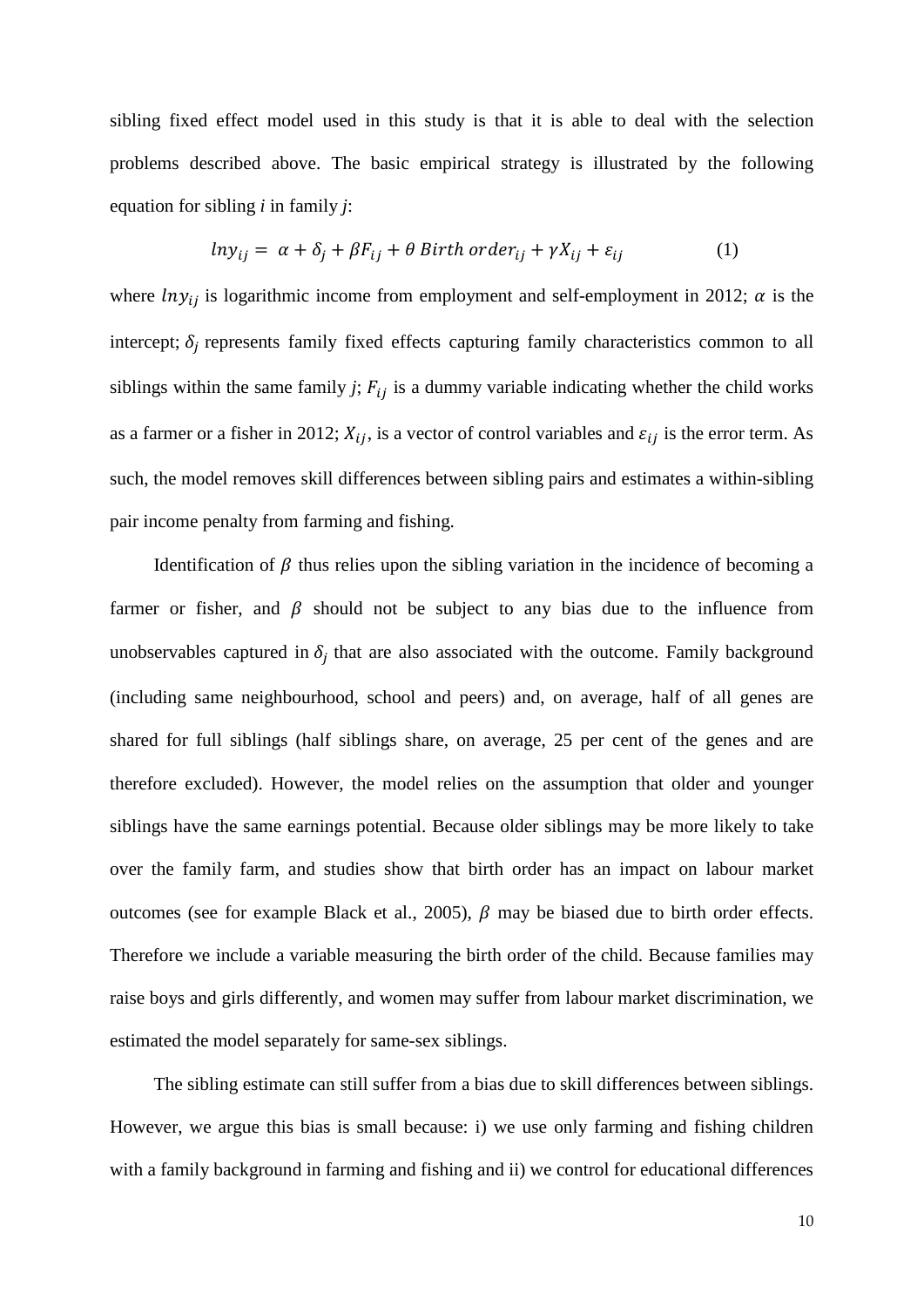sibling fixed effect model used in this study is that it is able to deal with the selection problems described above. The basic empirical strategy is illustrated by the following equation for sibling *i* in family *j*:

$$lny_{ij} = \alpha + \delta_j + \beta F_{ij} + \theta\ Birth\ order_{ij} + \gamma X_{ij} + \varepsilon_{ij} \qquad (1)$$

where $lny_{ij}$ is logarithmic income from employment and self-employment in 2012; $\alpha$ is the intercept; $\delta_j$ represents family fixed effects capturing family characteristics common to all siblings within the same family *j*; $F_{ij}$ is a dummy variable indicating whether the child works as a farmer or a fisher in 2012; $X_{ij}$, is a vector of control variables and $\varepsilon_{ij}$ is the error term. As such, the model removes skill differences between sibling pairs and estimates a within-sibling pair income penalty from farming and fishing.

Identification of $\beta$ thus relies upon the sibling variation in the incidence of becoming a farmer or fisher, and $\beta$ should not be subject to any bias due to the influence from unobservables captured in $\delta_j$ that are also associated with the outcome. Family background (including same neighbourhood, school and peers) and, on average, half of all genes are shared for full siblings (half siblings share, on average, 25 per cent of the genes and are therefore excluded). However, the model relies on the assumption that older and younger siblings have the same earnings potential. Because older siblings may be more likely to take over the family farm, and studies show that birth order has an impact on labour market outcomes (see for example Black et al., 2005), $\beta$ may be biased due to birth order effects. Therefore we include a variable measuring the birth order of the child. Because families may raise boys and girls differently, and women may suffer from labour market discrimination, we estimated the model separately for same-sex siblings.

The sibling estimate can still suffer from a bias due to skill differences between siblings. However, we argue this bias is small because: i) we use only farming and fishing children with a family background in farming and fishing and ii) we control for educational differences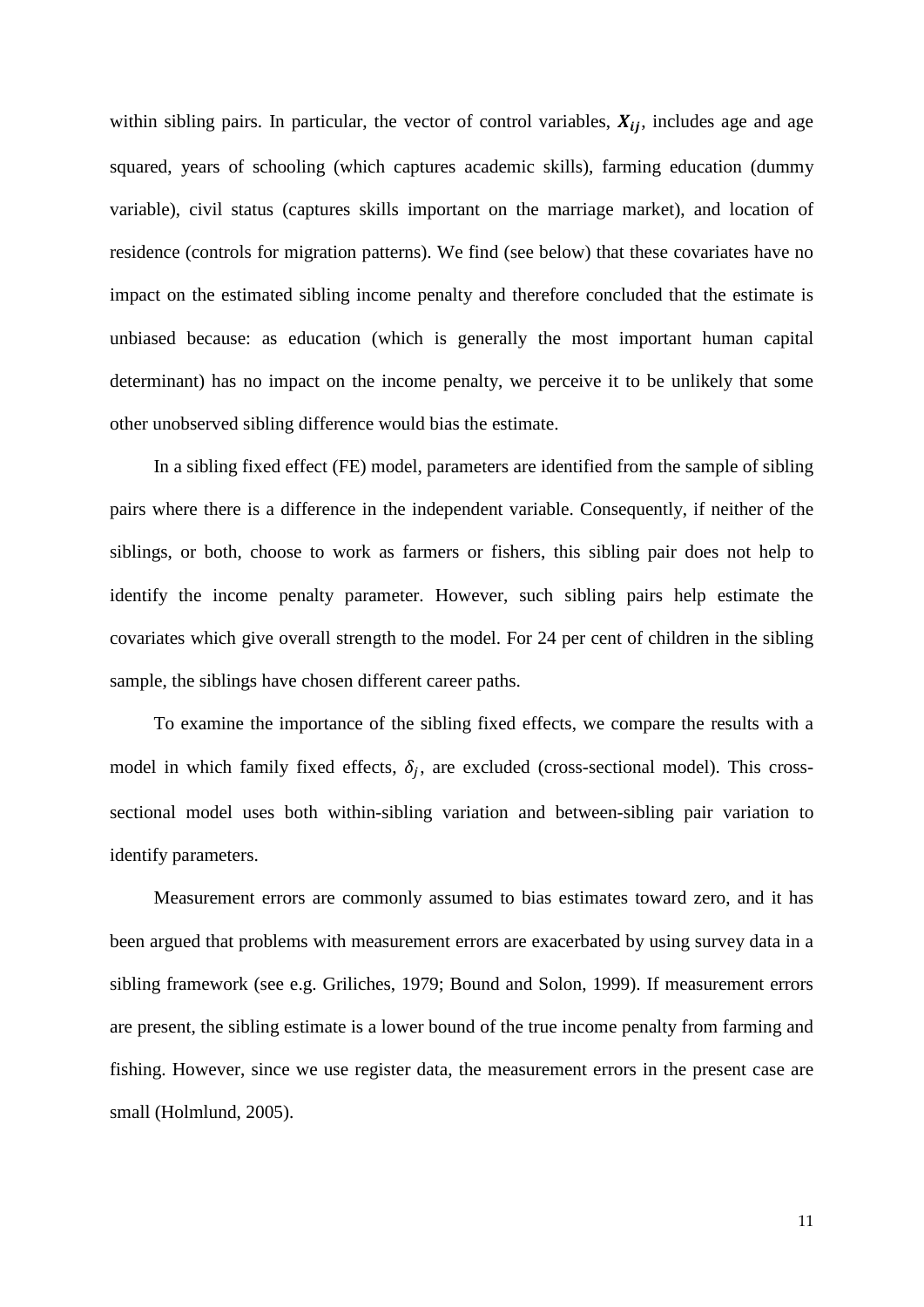within sibling pairs. In particular, the vector of control variables, $\boldsymbol{X_{ij}}$, includes age and age squared, years of schooling (which captures academic skills), farming education (dummy variable), civil status (captures skills important on the marriage market), and location of residence (controls for migration patterns). We find (see below) that these covariates have no impact on the estimated sibling income penalty and therefore concluded that the estimate is unbiased because: as education (which is generally the most important human capital determinant) has no impact on the income penalty, we perceive it to be unlikely that some other unobserved sibling difference would bias the estimate.

In a sibling fixed effect (FE) model, parameters are identified from the sample of sibling pairs where there is a difference in the independent variable. Consequently, if neither of the siblings, or both, choose to work as farmers or fishers, this sibling pair does not help to identify the income penalty parameter. However, such sibling pairs help estimate the covariates which give overall strength to the model. For 24 per cent of children in the sibling sample, the siblings have chosen different career paths.

To examine the importance of the sibling fixed effects, we compare the results with a model in which family fixed effects, $\delta_j$, are excluded (cross-sectional model). This cross-sectional model uses both within-sibling variation and between-sibling pair variation to identify parameters.

Measurement errors are commonly assumed to bias estimates toward zero, and it has been argued that problems with measurement errors are exacerbated by using survey data in a sibling framework (see e.g. Griliches, 1979; Bound and Solon, 1999). If measurement errors are present, the sibling estimate is a lower bound of the true income penalty from farming and fishing. However, since we use register data, the measurement errors in the present case are small (Holmlund, 2005).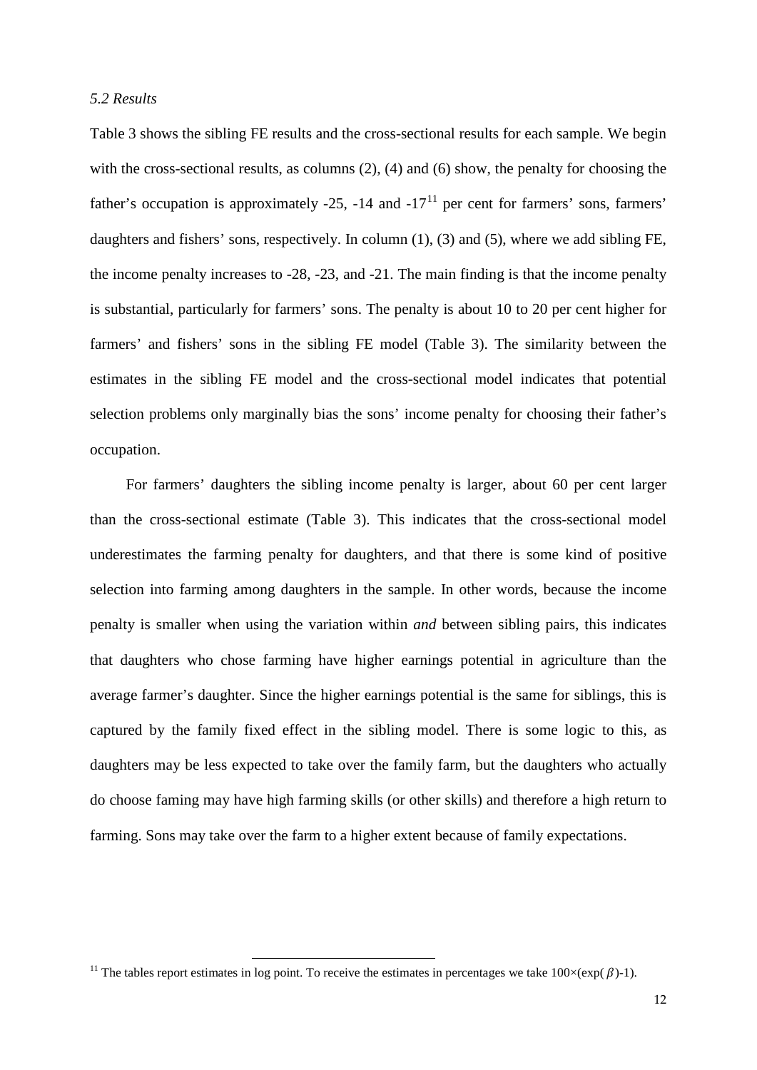*5.2 Results*

Table 3 shows the sibling FE results and the cross-sectional results for each sample. We begin with the cross-sectional results, as columns (2), (4) and (6) show, the penalty for choosing the father's occupation is approximately -25, -14 and -17[11] per cent for farmers' sons, farmers' daughters and fishers' sons, respectively. In column (1), (3) and (5), where we add sibling FE, the income penalty increases to -28, -23, and -21. The main finding is that the income penalty is substantial, particularly for farmers' sons. The penalty is about 10 to 20 per cent higher for farmers' and fishers' sons in the sibling FE model (Table 3). The similarity between the estimates in the sibling FE model and the cross-sectional model indicates that potential selection problems only marginally bias the sons' income penalty for choosing their father's occupation.

For farmers' daughters the sibling income penalty is larger, about 60 per cent larger than the cross-sectional estimate (Table 3). This indicates that the cross-sectional model underestimates the farming penalty for daughters, and that there is some kind of positive selection into farming among daughters in the sample. In other words, because the income penalty is smaller when using the variation within *and* between sibling pairs, this indicates that daughters who chose farming have higher earnings potential in agriculture than the average farmer's daughter. Since the higher earnings potential is the same for siblings, this is captured by the family fixed effect in the sibling model. There is some logic to this, as daughters may be less expected to take over the family farm, but the daughters who actually do choose faming may have high farming skills (or other skills) and therefore a high return to farming. Sons may take over the farm to a higher extent because of family expectations.

[11] The tables report estimates in log point. To receive the estimates in percentages we take $100\times(\exp(\beta)-1)$.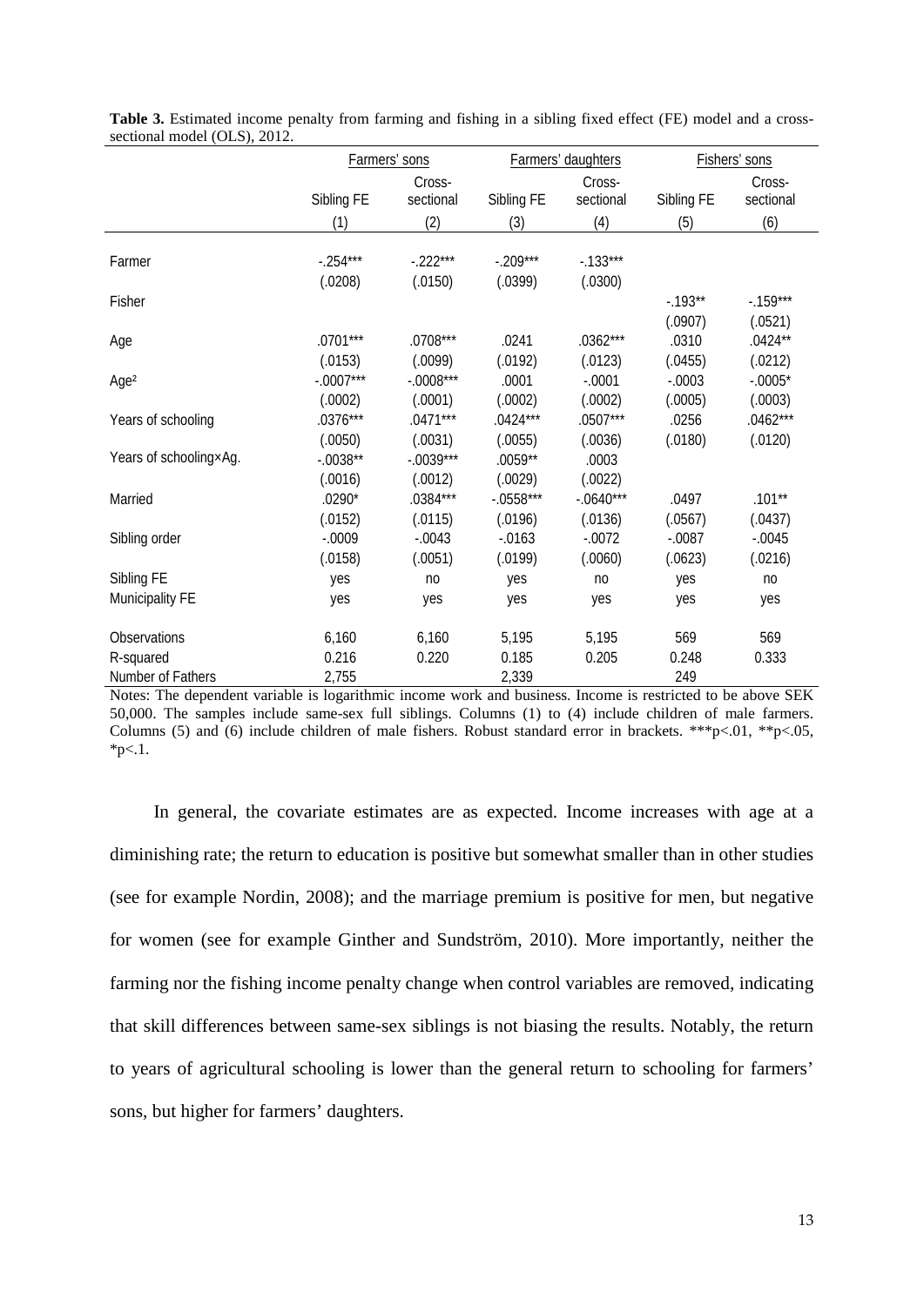**Table 3.** Estimated income penalty from farming and fishing in a sibling fixed effect (FE) model and a cross-sectional model (OLS), 2012.

| | Farmers' sons | | Farmers' daughters | | Fishers' sons | |
|---|---|---|---|---|---|---|
| | Sibling FE | Cross-sectional | Sibling FE | Cross-sectional | Sibling FE | Cross-sectional |
| | (1) | (2) | (3) | (4) | (5) | (6) |
| Farmer | -.254*** | -.222*** | -.209*** | -.133*** | | |
| | (.0208) | (.0150) | (.0399) | (.0300) | | |
| Fisher | | | | | -.193** | -.159*** |
| | | | | | (.0907) | (.0521) |
| Age | .0701*** | .0708*** | .0241 | .0362*** | .0310 | .0424** |
| | (.0153) | (.0099) | (.0192) | (.0123) | (.0455) | (.0212) |
| Age² | -.0007*** | -.0008*** | .0001 | -.0001 | -.0003 | -.0005* |
| | (.0002) | (.0001) | (.0002) | (.0002) | (.0005) | (.0003) |
| Years of schooling | .0376*** | .0471*** | .0424*** | .0507*** | .0256 | .0462*** |
| | (.0050) | (.0031) | (.0055) | (.0036) | (.0180) | (.0120) |
| Years of schooling×Ag. | -.0038** | -.0039*** | .0059** | .0003 | | |
| | (.0016) | (.0012) | (.0029) | (.0022) | | |
| Married | .0290* | .0384*** | -.0558*** | -.0640*** | .0497 | .101** |
| | (.0152) | (.0115) | (.0196) | (.0136) | (.0567) | (.0437) |
| Sibling order | -.0009 | -.0043 | -.0163 | -.0072 | -.0087 | -.0045 |
| | (.0158) | (.0051) | (.0199) | (.0060) | (.0623) | (.0216) |
| Sibling FE | yes | no | yes | no | yes | no |
| Municipality FE | yes | yes | yes | yes | yes | yes |
| Observations | 6,160 | 6,160 | 5,195 | 5,195 | 569 | 569 |
| R-squared | 0.216 | 0.220 | 0.185 | 0.205 | 0.248 | 0.333 |
| Number of Fathers | 2,755 | | 2,339 | | 249 | |

Notes: The dependent variable is logarithmic income work and business. Income is restricted to be above SEK 50,000. The samples include same-sex full siblings. Columns (1) to (4) include children of male farmers. Columns (5) and (6) include children of male fishers. Robust standard error in brackets. ***p<.01, **p<.05, *p<.1.

In general, the covariate estimates are as expected. Income increases with age at a diminishing rate; the return to education is positive but somewhat smaller than in other studies (see for example Nordin, 2008); and the marriage premium is positive for men, but negative for women (see for example Ginther and Sundström, 2010). More importantly, neither the farming nor the fishing income penalty change when control variables are removed, indicating that skill differences between same-sex siblings is not biasing the results. Notably, the return to years of agricultural schooling is lower than the general return to schooling for farmers' sons, but higher for farmers' daughters.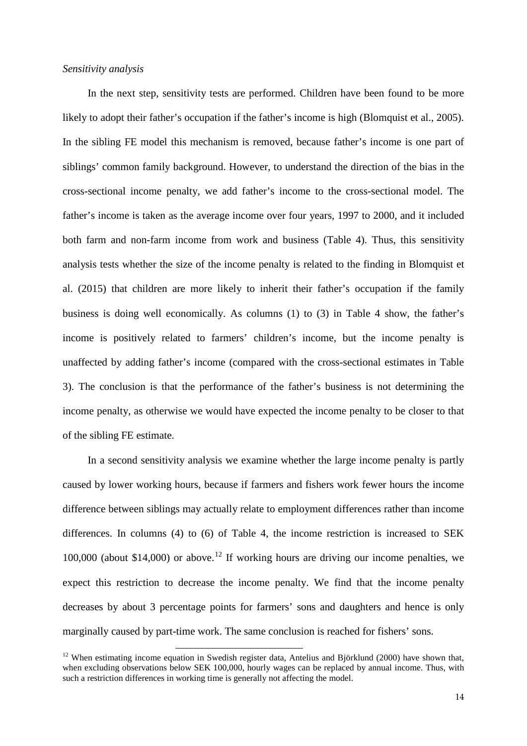*Sensitivity analysis*

In the next step, sensitivity tests are performed. Children have been found to be more likely to adopt their father's occupation if the father's income is high (Blomquist et al., 2005). In the sibling FE model this mechanism is removed, because father's income is one part of siblings' common family background. However, to understand the direction of the bias in the cross-sectional income penalty, we add father's income to the cross-sectional model. The father's income is taken as the average income over four years, 1997 to 2000, and it included both farm and non-farm income from work and business (Table 4). Thus, this sensitivity analysis tests whether the size of the income penalty is related to the finding in Blomquist et al. (2015) that children are more likely to inherit their father's occupation if the family business is doing well economically. As columns (1) to (3) in Table 4 show, the father's income is positively related to farmers' children's income, but the income penalty is unaffected by adding father's income (compared with the cross-sectional estimates in Table 3). The conclusion is that the performance of the father's business is not determining the income penalty, as otherwise we would have expected the income penalty to be closer to that of the sibling FE estimate.

In a second sensitivity analysis we examine whether the large income penalty is partly caused by lower working hours, because if farmers and fishers work fewer hours the income difference between siblings may actually relate to employment differences rather than income differences. In columns (4) to (6) of Table 4, the income restriction is increased to SEK 100,000 (about \$14,000) or above.[12] If working hours are driving our income penalties, we expect this restriction to decrease the income penalty. We find that the income penalty decreases by about 3 percentage points for farmers' sons and daughters and hence is only marginally caused by part-time work. The same conclusion is reached for fishers' sons.

[12] When estimating income equation in Swedish register data, Antelius and Björklund (2000) have shown that, when excluding observations below SEK 100,000, hourly wages can be replaced by annual income. Thus, with such a restriction differences in working time is generally not affecting the model.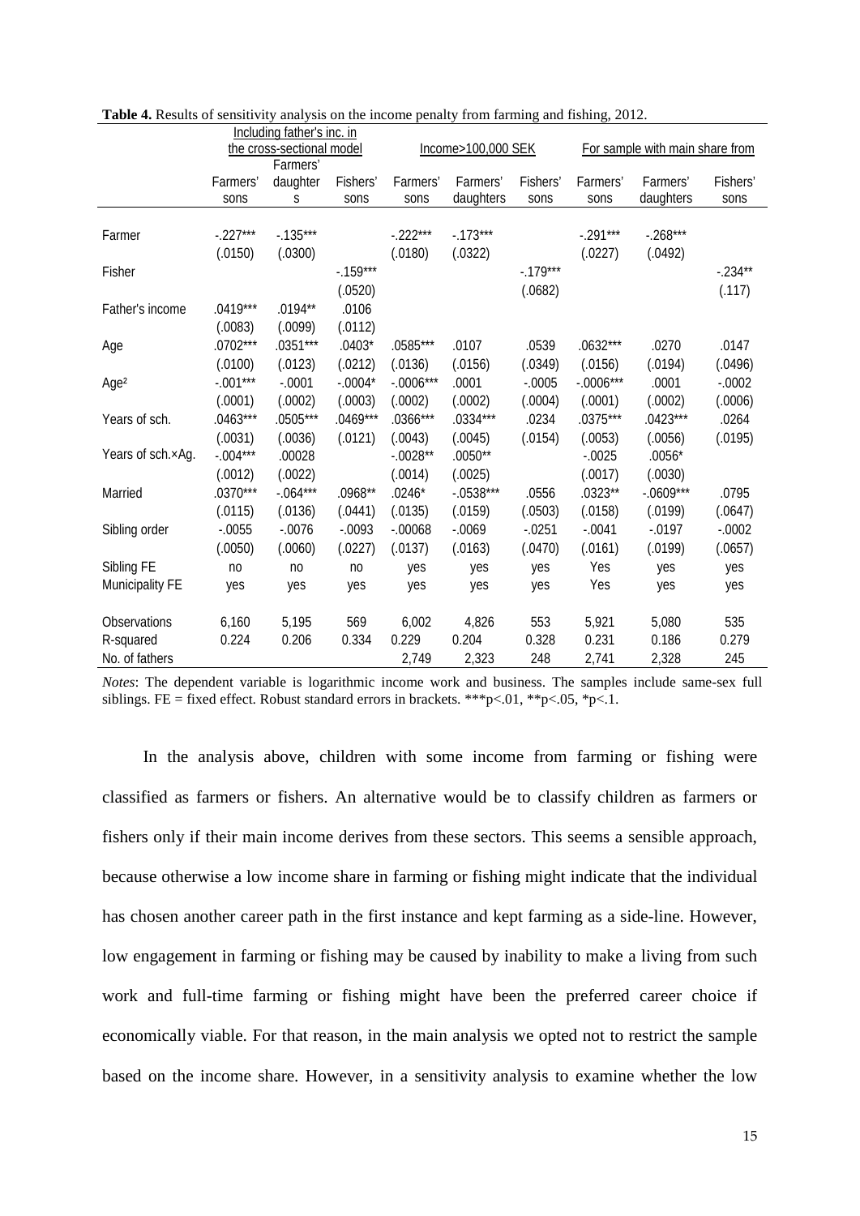**Table 4.** Results of sensitivity analysis on the income penalty from farming and fishing, 2012.

| | Including father's inc. in the cross-sectional model | | | Income>100,000 SEK | | | For sample with main share from | | |
|---|---|---|---|---|---|---|---|---|---|
| | Farmers' sons | Farmers' daughters | Fishers' sons | Farmers' sons | Farmers' daughters | Fishers' sons | Farmers' sons | Farmers' daughters | Fishers' sons |
| Farmer | -.227*** | -.135*** | | -.222*** | -.173*** | | -.291*** | -.268*** | |
| | (.0150) | (.0300) | | (.0180) | (.0322) | | (.0227) | (.0492) | |
| Fisher | | | -.159*** | | | -.179*** | | | -.234** |
| | | | (.0520) | | | (.0682) | | | (.117) |
| Father's income | .0419*** | .0194** | .0106 | | | | | | |
| | (.0083) | (.0099) | (.0112) | | | | | | |
| Age | .0702*** | .0351*** | .0403* | .0585*** | .0107 | .0539 | .0632*** | .0270 | .0147 |
| | (.0100) | (.0123) | (.0212) | (.0136) | (.0156) | (.0349) | (.0156) | (.0194) | (.0496) |
| Age² | -.001*** | -.0001 | -.0004* | -.0006*** | .0001 | -.0005 | -.0006*** | .0001 | -.0002 |
| | (.0001) | (.0002) | (.0003) | (.0002) | (.0002) | (.0004) | (.0001) | (.0002) | (.0006) |
| Years of sch. | .0463*** | .0505*** | .0469*** | .0366*** | .0334*** | .0234 | .0375*** | .0423*** | .0264 |
| | (.0031) | (.0036) | (.0121) | (.0043) | (.0045) | (.0154) | (.0053) | (.0056) | (.0195) |
| Years of sch.×Ag. | -.004*** | .00028 | | -.0028** | .0050** | | -.0025 | .0056* | |
| | (.0012) | (.0022) | | (.0014) | (.0025) | | (.0017) | (.0030) | |
| Married | .0370*** | -.064*** | .0968** | .0246* | -.0538*** | .0556 | .0323** | -.0609*** | .0795 |
| | (.0115) | (.0136) | (.0441) | (.0135) | (.0159) | (.0503) | (.0158) | (.0199) | (.0647) |
| Sibling order | -.0055 | -.0076 | -.0093 | -.00068 | -.0069 | -.0251 | -.0041 | -.0197 | -.0002 |
| | (.0050) | (.0060) | (.0227) | (.0137) | (.0163) | (.0470) | (.0161) | (.0199) | (.0657) |
| Sibling FE | no | no | no | yes | yes | yes | Yes | yes | yes |
| Municipality FE | yes | yes | yes | yes | yes | yes | Yes | yes | yes |
| Observations | 6,160 | 5,195 | 569 | 6,002 | 4,826 | 553 | 5,921 | 5,080 | 535 |
| R-squared | 0.224 | 0.206 | 0.334 | 0.229 | 0.204 | 0.328 | 0.231 | 0.186 | 0.279 |
| No. of fathers | | | | 2,749 | 2,323 | 248 | 2,741 | 2,328 | 245 |

*Notes*: The dependent variable is logarithmic income work and business. The samples include same-sex full siblings. FE = fixed effect. Robust standard errors in brackets. ***p<.01, **p<.05, *p<.1.

In the analysis above, children with some income from farming or fishing were classified as farmers or fishers. An alternative would be to classify children as farmers or fishers only if their main income derives from these sectors. This seems a sensible approach, because otherwise a low income share in farming or fishing might indicate that the individual has chosen another career path in the first instance and kept farming as a side-line. However, low engagement in farming or fishing may be caused by inability to make a living from such work and full-time farming or fishing might have been the preferred career choice if economically viable. For that reason, in the main analysis we opted not to restrict the sample based on the income share. However, in a sensitivity analysis to examine whether the low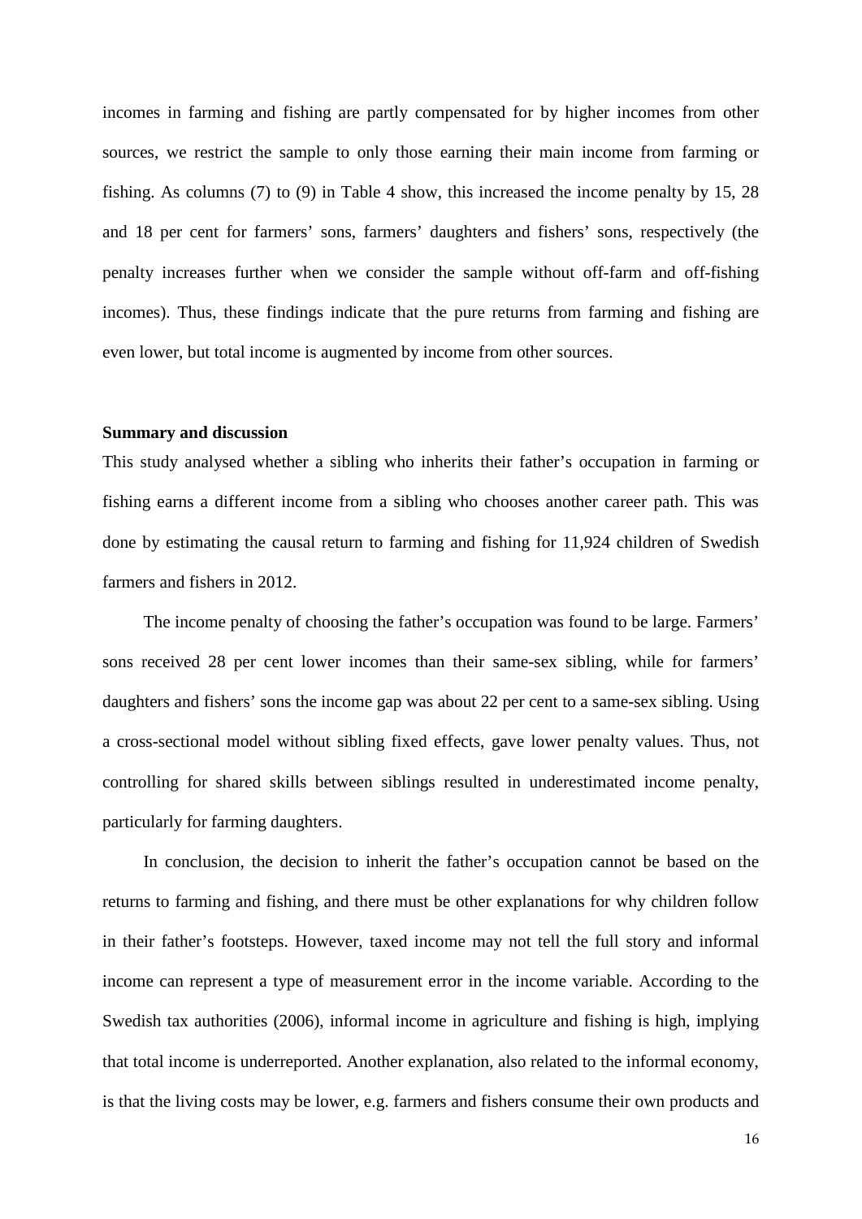incomes in farming and fishing are partly compensated for by higher incomes from other sources, we restrict the sample to only those earning their main income from farming or fishing. As columns (7) to (9) in Table 4 show, this increased the income penalty by 15, 28 and 18 per cent for farmers' sons, farmers' daughters and fishers' sons, respectively (the penalty increases further when we consider the sample without off-farm and off-fishing incomes). Thus, these findings indicate that the pure returns from farming and fishing are even lower, but total income is augmented by income from other sources.

**Summary and discussion**

This study analysed whether a sibling who inherits their father's occupation in farming or fishing earns a different income from a sibling who chooses another career path. This was done by estimating the causal return to farming and fishing for 11,924 children of Swedish farmers and fishers in 2012.

The income penalty of choosing the father's occupation was found to be large. Farmers' sons received 28 per cent lower incomes than their same-sex sibling, while for farmers' daughters and fishers' sons the income gap was about 22 per cent to a same-sex sibling. Using a cross-sectional model without sibling fixed effects, gave lower penalty values. Thus, not controlling for shared skills between siblings resulted in underestimated income penalty, particularly for farming daughters.

In conclusion, the decision to inherit the father's occupation cannot be based on the returns to farming and fishing, and there must be other explanations for why children follow in their father's footsteps. However, taxed income may not tell the full story and informal income can represent a type of measurement error in the income variable. According to the Swedish tax authorities (2006), informal income in agriculture and fishing is high, implying that total income is underreported. Another explanation, also related to the informal economy, is that the living costs may be lower, e.g. farmers and fishers consume their own products and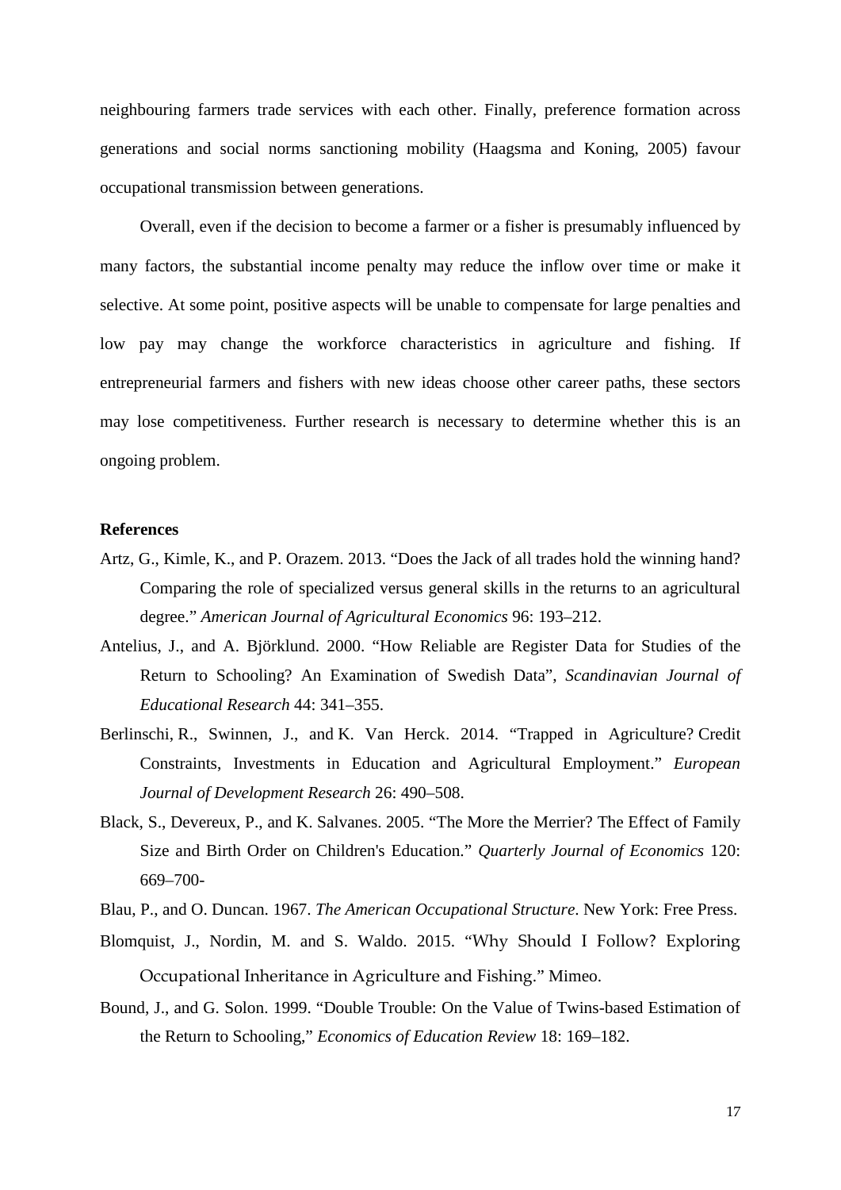neighbouring farmers trade services with each other. Finally, preference formation across generations and social norms sanctioning mobility (Haagsma and Koning, 2005) favour occupational transmission between generations.

Overall, even if the decision to become a farmer or a fisher is presumably influenced by many factors, the substantial income penalty may reduce the inflow over time or make it selective. At some point, positive aspects will be unable to compensate for large penalties and low pay may change the workforce characteristics in agriculture and fishing. If entrepreneurial farmers and fishers with new ideas choose other career paths, these sectors may lose competitiveness. Further research is necessary to determine whether this is an ongoing problem.

## References

Artz, G., Kimle, K., and P. Orazem. 2013. "Does the Jack of all trades hold the winning hand? Comparing the role of specialized versus general skills in the returns to an agricultural degree." *American Journal of Agricultural Economics* 96: 193–212.

Antelius, J., and A. Björklund. 2000. "How Reliable are Register Data for Studies of the Return to Schooling? An Examination of Swedish Data", *Scandinavian Journal of Educational Research* 44: 341–355.

Berlinschi, R., Swinnen, J., and K. Van Herck. 2014. "Trapped in Agriculture? Credit Constraints, Investments in Education and Agricultural Employment." *European Journal of Development Research* 26: 490–508.

Black, S., Devereux, P., and K. Salvanes. 2005. "The More the Merrier? The Effect of Family Size and Birth Order on Children's Education." *Quarterly Journal of Economics* 120: 669–700-

Blau, P., and O. Duncan. 1967. *The American Occupational Structure*. New York: Free Press.

Blomquist, J., Nordin, M. and S. Waldo. 2015. "Why Should I Follow? Exploring Occupational Inheritance in Agriculture and Fishing." Mimeo.

Bound, J., and G. Solon. 1999. "Double Trouble: On the Value of Twins-based Estimation of the Return to Schooling," *Economics of Education Review* 18: 169–182.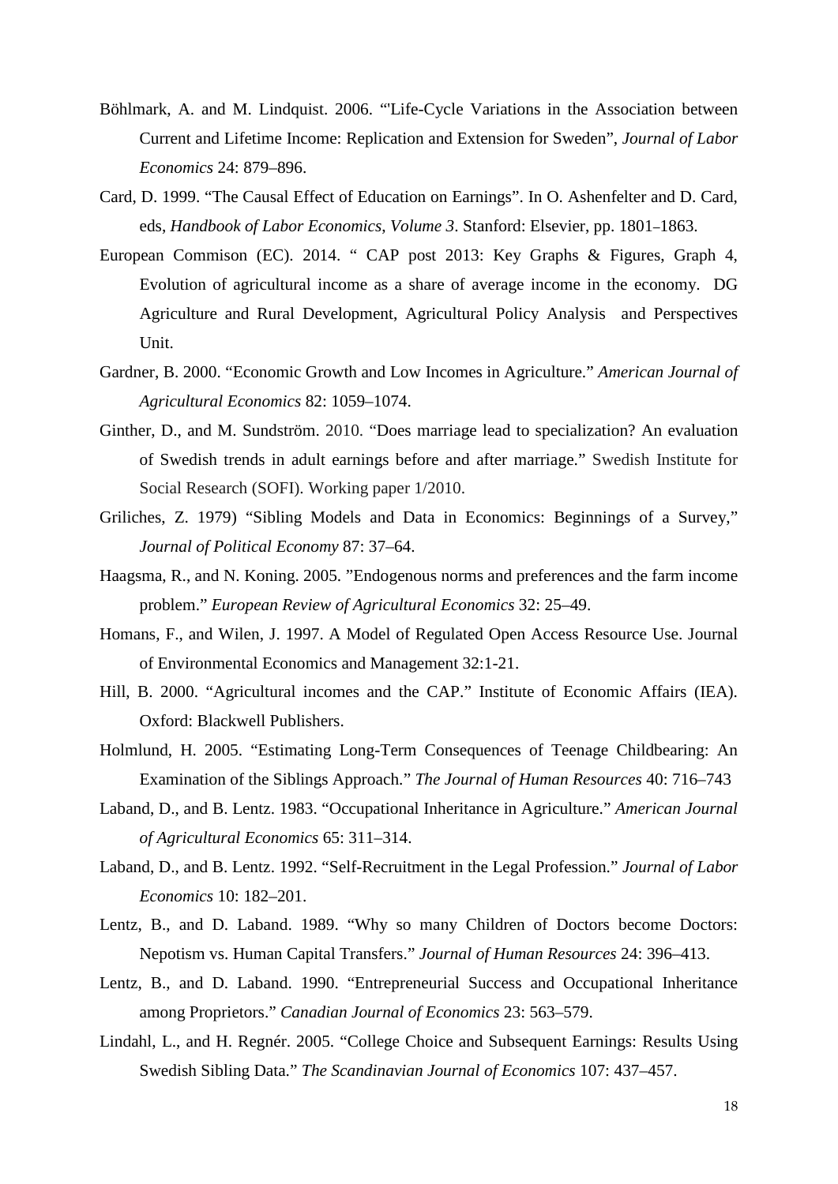Böhlmark, A. and M. Lindquist. 2006. "'Life-Cycle Variations in the Association between Current and Lifetime Income: Replication and Extension for Sweden", *Journal of Labor Economics* 24: 879–896.

Card, D. 1999. "The Causal Effect of Education on Earnings". In O. Ashenfelter and D. Card, eds, *Handbook of Labor Economics, Volume 3*. Stanford: Elsevier, pp. 1801–1863.

European Commison (EC). 2014. " CAP post 2013: Key Graphs & Figures, Graph 4, Evolution of agricultural income as a share of average income in the economy. DG Agriculture and Rural Development, Agricultural Policy Analysis and Perspectives Unit.

Gardner, B. 2000. "Economic Growth and Low Incomes in Agriculture." *American Journal of Agricultural Economics* 82: 1059–1074.

Ginther, D., and M. Sundström. 2010. "Does marriage lead to specialization? An evaluation of Swedish trends in adult earnings before and after marriage." Swedish Institute for Social Research (SOFI). Working paper 1/2010.

Griliches, Z. 1979) "Sibling Models and Data in Economics: Beginnings of a Survey," *Journal of Political Economy* 87: 37–64.

Haagsma, R., and N. Koning. 2005. "Endogenous norms and preferences and the farm income problem." *European Review of Agricultural Economics* 32: 25–49.

Homans, F., and Wilen, J. 1997. A Model of Regulated Open Access Resource Use. Journal of Environmental Economics and Management 32:1-21.

Hill, B. 2000. "Agricultural incomes and the CAP." Institute of Economic Affairs (IEA). Oxford: Blackwell Publishers.

Holmlund, H. 2005. "Estimating Long-Term Consequences of Teenage Childbearing: An Examination of the Siblings Approach." *The Journal of Human Resources* 40: 716–743

Laband, D., and B. Lentz. 1983. "Occupational Inheritance in Agriculture." *American Journal of Agricultural Economics* 65: 311–314.

Laband, D., and B. Lentz. 1992. "Self-Recruitment in the Legal Profession." *Journal of Labor Economics* 10: 182–201.

Lentz, B., and D. Laband. 1989. "Why so many Children of Doctors become Doctors: Nepotism vs. Human Capital Transfers." *Journal of Human Resources* 24: 396–413.

Lentz, B., and D. Laband. 1990. "Entrepreneurial Success and Occupational Inheritance among Proprietors." *Canadian Journal of Economics* 23: 563–579.

Lindahl, L., and H. Regnér. 2005. "College Choice and Subsequent Earnings: Results Using Swedish Sibling Data." *The Scandinavian Journal of Economics* 107: 437–457.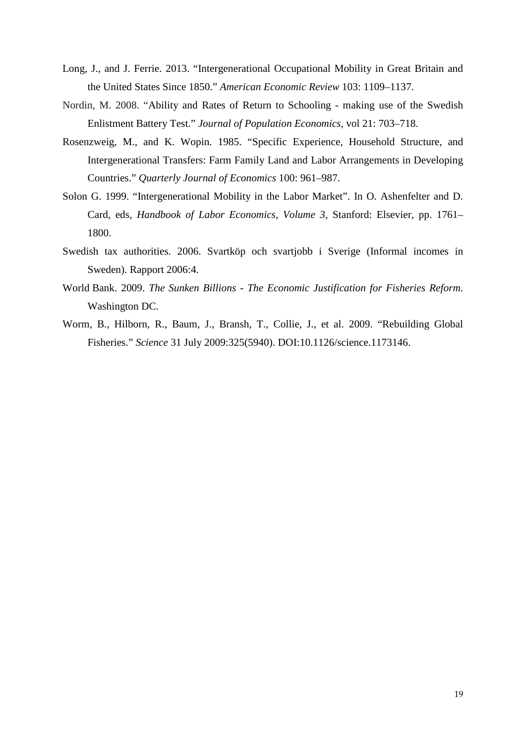Long, J., and J. Ferrie. 2013. "Intergenerational Occupational Mobility in Great Britain and the United States Since 1850." *American Economic Review* 103: 1109–1137.

Nordin, M. 2008. "Ability and Rates of Return to Schooling - making use of the Swedish Enlistment Battery Test." *Journal of Population Economics*, vol 21: 703–718.

Rosenzweig, M., and K. Wopin. 1985. "Specific Experience, Household Structure, and Intergenerational Transfers: Farm Family Land and Labor Arrangements in Developing Countries." *Quarterly Journal of Economics* 100: 961–987.

Solon G. 1999. "Intergenerational Mobility in the Labor Market". In O. Ashenfelter and D. Card, eds, *Handbook of Labor Economics*, *Volume 3*, Stanford: Elsevier, pp. 1761–1800.

Swedish tax authorities. 2006. Svartköp och svartjobb i Sverige (Informal incomes in Sweden). Rapport 2006:4.

World Bank. 2009. *The Sunken Billions - The Economic Justification for Fisheries Reform*. Washington DC.

Worm, B., Hilborn, R., Baum, J., Bransh, T., Collie, J., et al. 2009. "Rebuilding Global Fisheries." *Science* 31 July 2009:325(5940). DOI:10.1126/science.1173146.